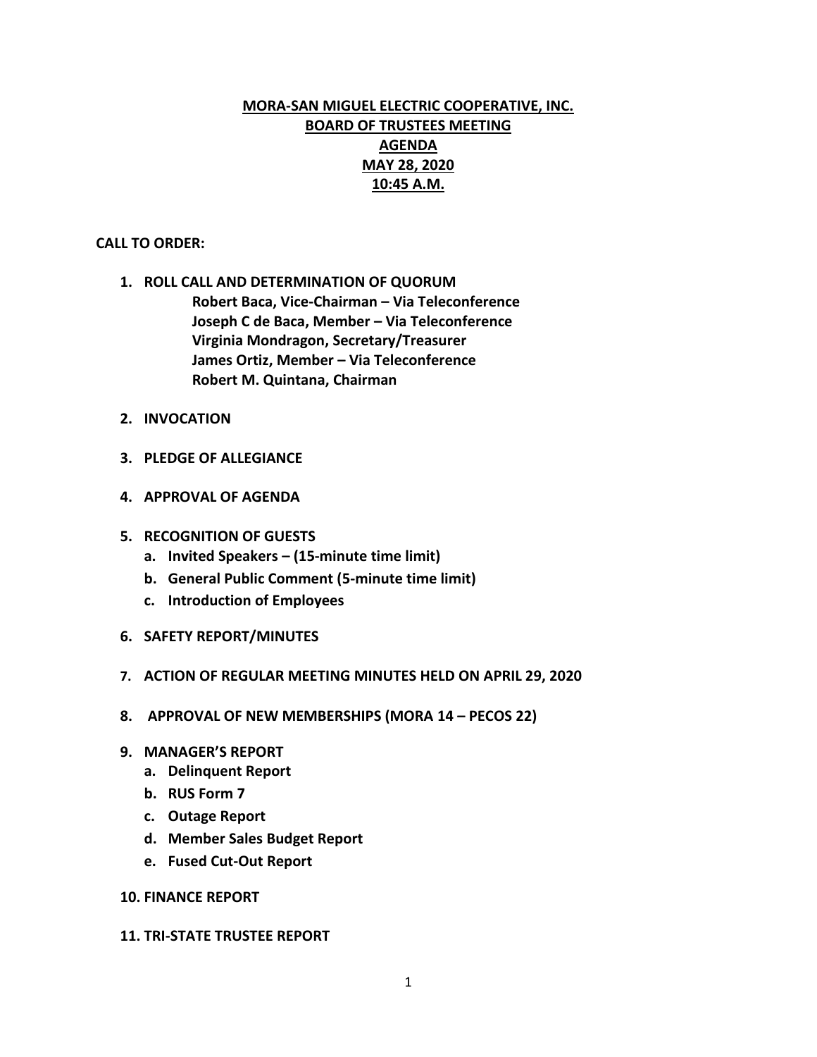**MORA-SAN MIGUEL ELECTRIC COOPERATIVE, INC.**
**BOARD OF TRUSTEES MEETING**
**AGENDA**
**MAY 28, 2020**
**10:45 A.M.**

**CALL TO ORDER:**

1. **ROLL CALL AND DETERMINATION OF QUORUM**
   **Robert Baca, Vice-Chairman – Via Teleconference**
   **Joseph C de Baca, Member – Via Teleconference**
   **Virginia Mondragon, Secretary/Treasurer**
   **James Ortiz, Member – Via Teleconference**
   **Robert M. Quintana, Chairman**

2. **INVOCATION**

3. **PLEDGE OF ALLEGIANCE**

4. **APPROVAL OF AGENDA**

5. **RECOGNITION OF GUESTS**
   a. **Invited Speakers – (15-minute time limit)**
   b. **General Public Comment (5-minute time limit)**
   c. **Introduction of Employees**

6. **SAFETY REPORT/MINUTES**

7. **ACTION OF REGULAR MEETING MINUTES HELD ON APRIL 29, 2020**

8. **APPROVAL OF NEW MEMBERSHIPS (MORA 14 – PECOS 22)**

9. **MANAGER'S REPORT**
   a. **Delinquent Report**
   b. **RUS Form 7**
   c. **Outage Report**
   d. **Member Sales Budget Report**
   e. **Fused Cut-Out Report**

10. **FINANCE REPORT**

11. **TRI-STATE TRUSTEE REPORT**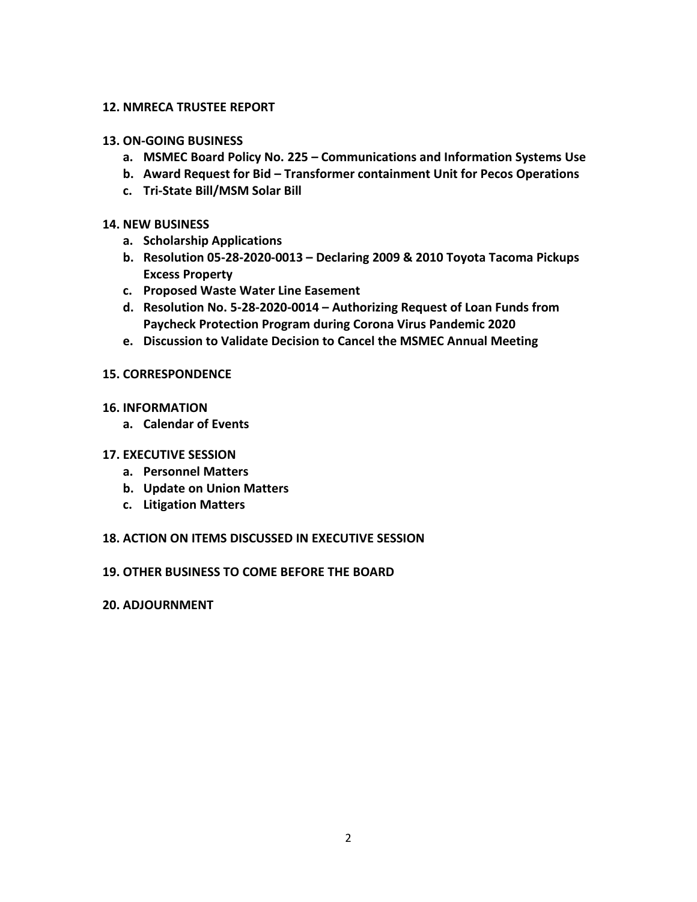**12. NMRECA TRUSTEE REPORT**

**13. ON-GOING BUSINESS**

- **a. MSMEC Board Policy No. 225 – Communications and Information Systems Use**
- **b. Award Request for Bid – Transformer containment Unit for Pecos Operations**
- **c. Tri-State Bill/MSM Solar Bill**

**14. NEW BUSINESS**

- **a. Scholarship Applications**
- **b. Resolution 05-28-2020-0013 – Declaring 2009 & 2010 Toyota Tacoma Pickups Excess Property**
- **c. Proposed Waste Water Line Easement**
- **d. Resolution No. 5-28-2020-0014 – Authorizing Request of Loan Funds from Paycheck Protection Program during Corona Virus Pandemic 2020**
- **e. Discussion to Validate Decision to Cancel the MSMEC Annual Meeting**

**15. CORRESPONDENCE**

**16. INFORMATION**

- **a. Calendar of Events**

**17. EXECUTIVE SESSION**

- **a. Personnel Matters**
- **b. Update on Union Matters**
- **c. Litigation Matters**

**18. ACTION ON ITEMS DISCUSSED IN EXECUTIVE SESSION**

**19. OTHER BUSINESS TO COME BEFORE THE BOARD**

**20. ADJOURNMENT**